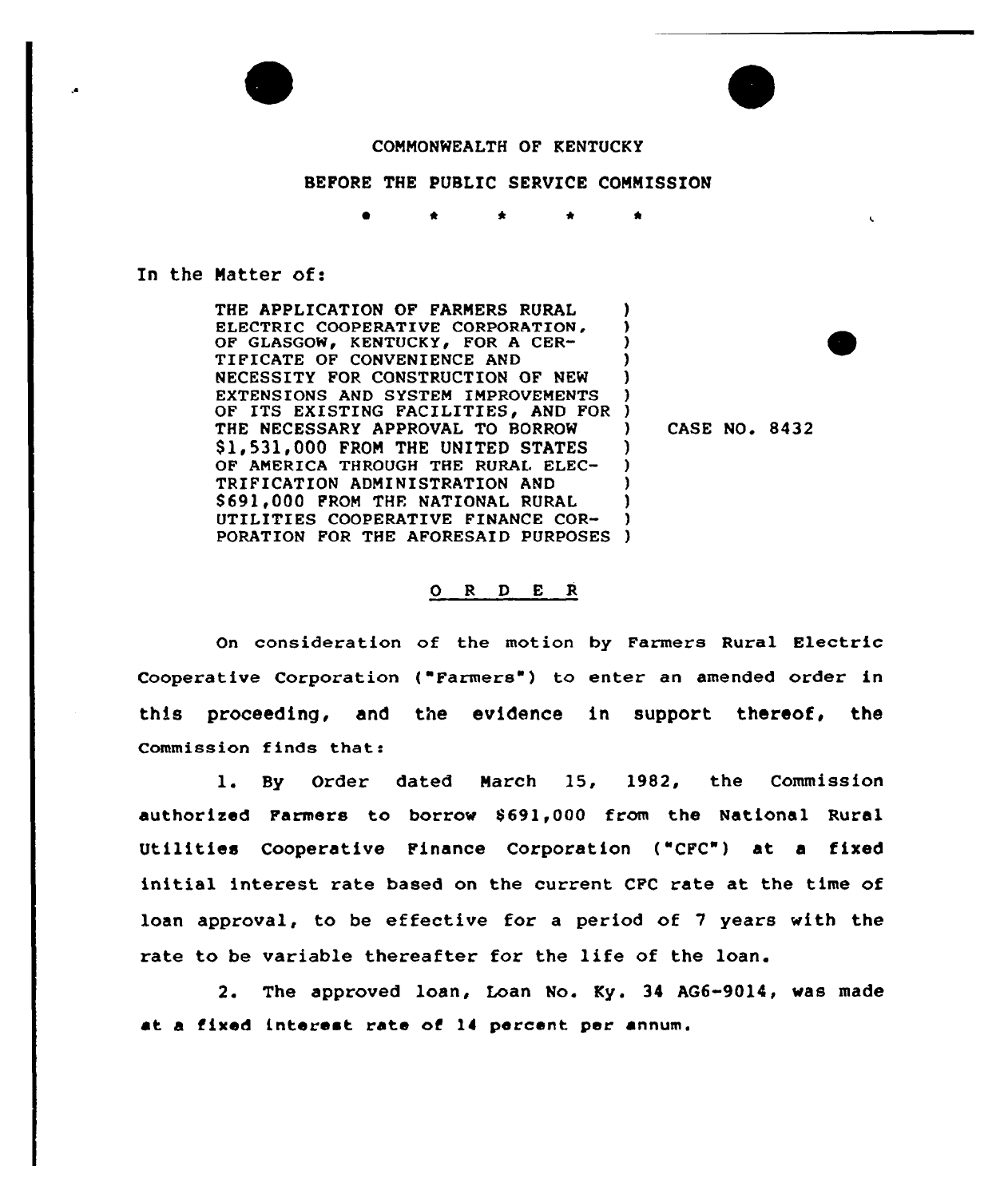COMMONWEALTH OF KENTUCKY

BEFORE THE PUBLIC SERVICE COMMISSION

\* \* \* \* \*

In the Matter of:

THE APPLICATION OF FARMERS RURAL ELECTRIC COOPERATIVE CORPORATION, OF GLASGOW, KENTUCKY, FOR A CERTIFICATE OF CONVENIENCE AND NECESSITY FOR CONSTRUCTION OF NEW EXTENSIONS AND SYSTEM IMPROVEMENTS OF ITS EXISTING FACILITIES, AND FOR THE NECESSARY APPROVAL TO BORROW $1,531,000 FROM THE UNITED STATES OF AMERICA THROUGH THE RURAL ELECTRIFICATION ADMINISTRATION AND $691,000 FROM THE NATIONAL RURAL UTILITIES COOPERATIVE FINANCE CORPORATION FOR THE AFORESAID PURPOSES ) CASE NO. 8432

O R D E R

On consideration of the motion by Farmers Rural Electric Cooperative Corporation ("Farmers") to enter an amended order in this proceeding, and the evidence in support thereof, the Commission finds that:

1. By Order dated March 15, 1982, the Commission authorized Farmers to borrow $691,000 from the National Rural Utilities Cooperative Finance Corporation ("CFC") at a fixed initial interest rate based on the current CFC rate at the time of loan approval, to be effective for a period of 7 years with the rate to be variable thereafter for the life of the loan.

2. The approved loan, Loan No. Ky. 34 AG6-9014, was made at a fixed interest rate of 14 percent per annum.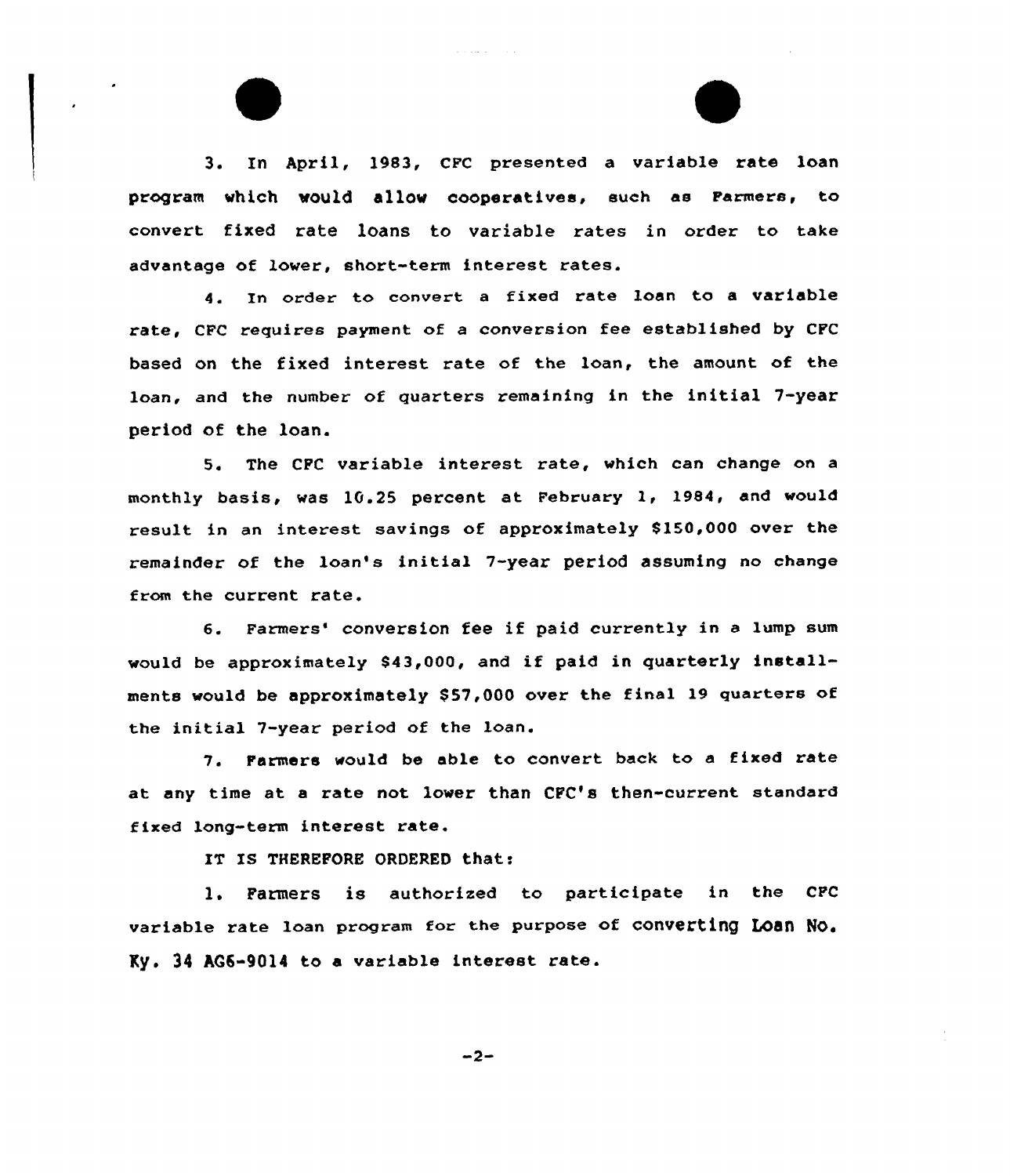3. In April, 1983, CFC presented a variable rate loan program which would allow cooperatives, such as Farmers, to convert fixed rate loans to variable rates in order to take advantage of lower, short-term interest rates.

4. In order to convert a fixed rate loan to a variable rate, CFC requires payment of a conversion fee established by CFC based on the fixed interest rate of the loan, the amount of the loan, and the number of quarters remaining in the initial 7-year period of the loan.

5. The CFC variable interest rate, which can change on a monthly basis, was 10.25 percent at February 1, 1984, and would result in an interest savings of approximately $150,000 over the remainder of the loan's initial 7-year period assuming no change from the current rate.

6. Farmers' conversion fee if paid currently in a lump sum would be approximately $43,000, and if paid in quarterly installments would be approximately $57,000 over the final 19 quarters of the initial 7-year period of the loan.

7. Farmers would be able to convert back to a fixed rate at any time at a rate not lower than CFC's then-current standard fixed long-term interest rate.

IT IS THEREFORE ORDERED that:

1. Farmers is authorized to participate in the CFC variable rate loan program for the purpose of converting Loan No. Ky. 34 AG6-9014 to a variable interest rate.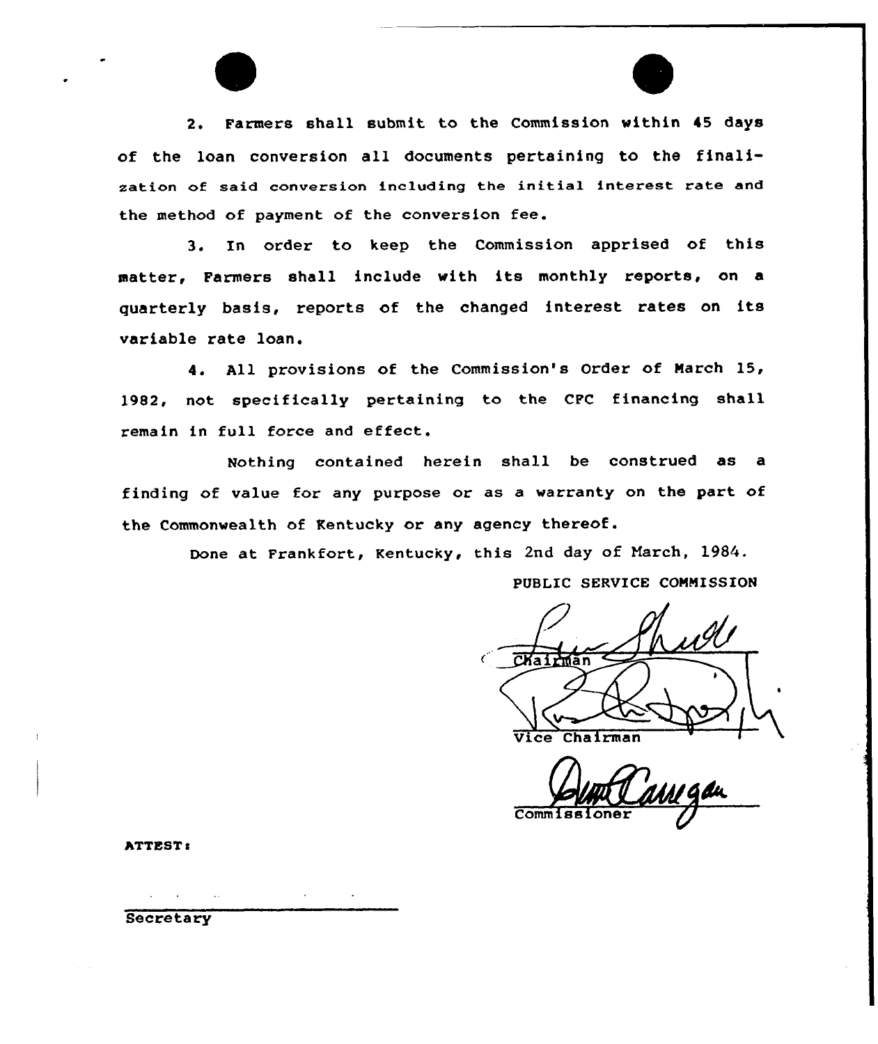2. Farmers shall submit to the Commission within 45 days of the loan conversion all documents pertaining to the finalization of said conversion including the initial interest rate and the method of payment of the conversion fee.

3. In order to keep the Commission apprised of this matter, Farmers shall include with its monthly reports, on a quarterly basis, reports of the changed interest rates on its variable rate loan.

4. All provisions of the Commission's Order of March 15, 1982, not specifically pertaining to the CFC financing shall remain in full force and effect.

Nothing contained herein shall be construed as a finding of value for any purpose or as a warranty on the part of the Commonwealth of Kentucky or any agency thereof.

Done at Frankfort, Kentucky, this 2nd day of March, 1984.

PUBLIC SERVICE COMMISSION

Chairman

Vice Chairman

Commissioner

ATTEST:

Secretary